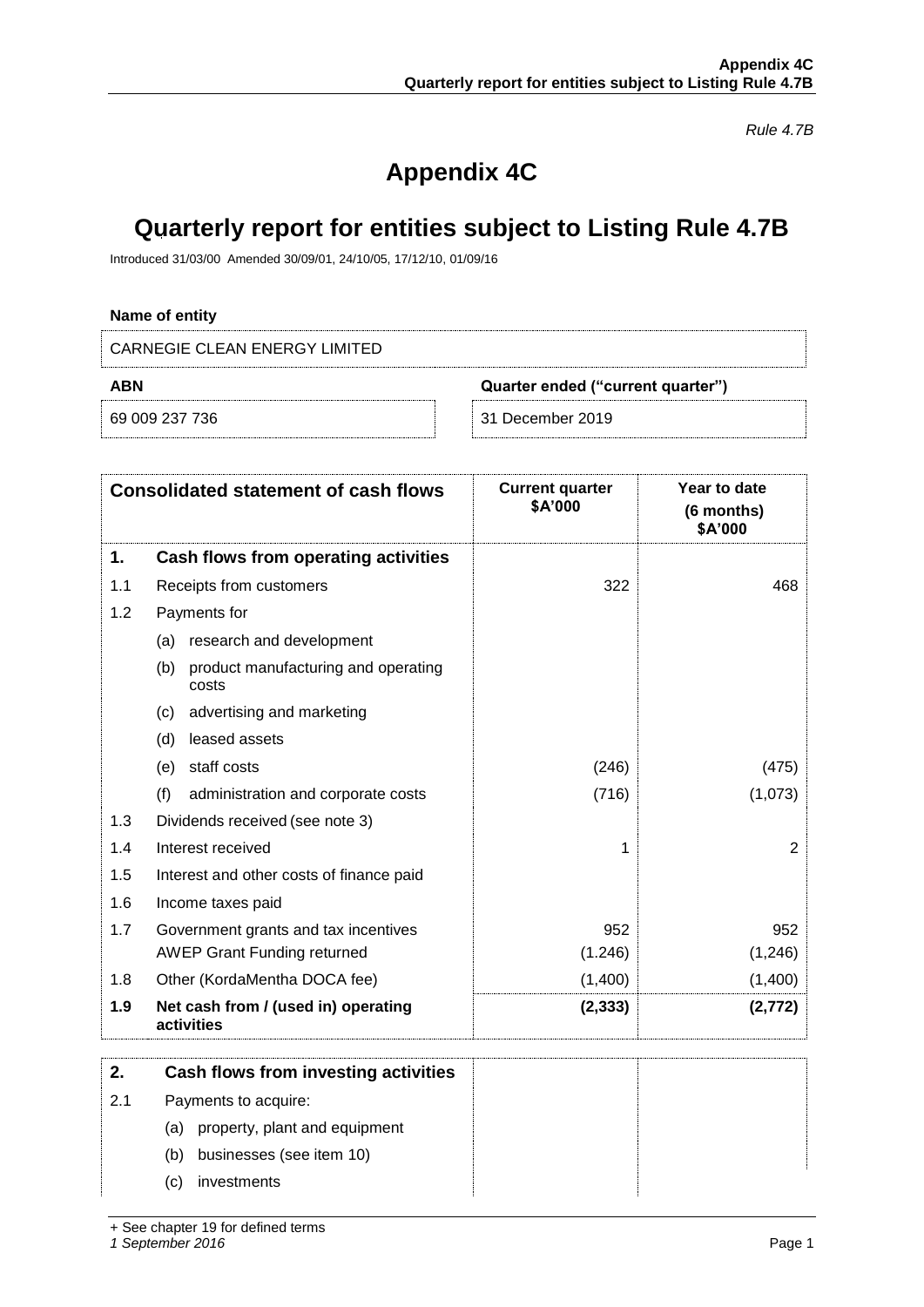*Rule 4.7B*

# Appendix 4C

# Quarterly report for entities subject to Listing Rule 4.7B

Introduced 31/03/00 Amended 30/09/01, 24/10/05, 17/12/10, 01/09/16

**Name of entity**

CARNEGIE CLEAN ENERGY LIMITED

| **ABN** | **Quarter ended ("current quarter")** |
|---|---|
| 69 009 237 736 | 31 December 2019 |

| **Consolidated statement of cash flows** | | **Current quarter $A'000** | **Year to date (6 months) $A'000** |
|---|---|---|---|
| **1.** | **Cash flows from operating activities** | | |
| 1.1 | Receipts from customers | 322 | 468 |
| 1.2 | Payments for | | |
| | (a) research and development | | |
| | (b) product manufacturing and operating costs | | |
| | (c) advertising and marketing | | |
| | (d) leased assets | | |
| | (e) staff costs | (246) | (475) |
| | (f) administration and corporate costs | (716) | (1,073) |
| 1.3 | Dividends received (see note 3) | | |
| 1.4 | Interest received | 1 | 2 |
| 1.5 | Interest and other costs of finance paid | | |
| 1.6 | Income taxes paid | | |
| 1.7 | Government grants and tax incentives | 952 | 952 |
| | AWEP Grant Funding returned | (1.246) | (1,246) |
| 1.8 | Other (KordaMentha DOCA fee) | (1,400) | (1,400) |
| **1.9** | **Net cash from / (used in) operating activities** | **(2,333)** | **(2,772)** |
| **2.** | **Cash flows from investing activities** | | |
| 2.1 | Payments to acquire: | | |
| | (a) property, plant and equipment | | |
| | (b) businesses (see item 10) | | |
| | (c) investments | | |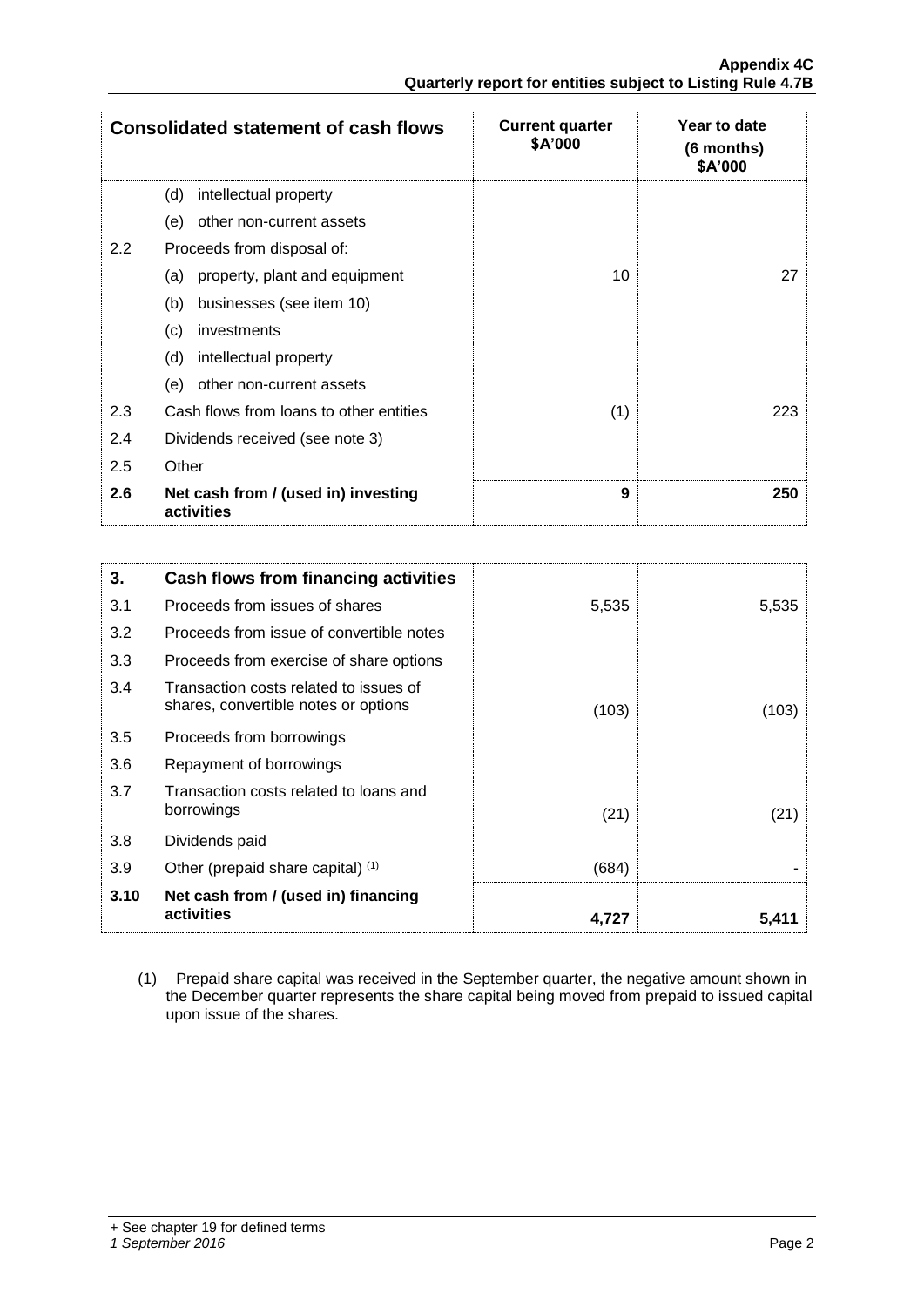| Consolidated statement of cash flows | | Current quarter $A'000 | Year to date (6 months) $A'000 |
|---|---|---|---|
| | (d) intellectual property | | |
| | (e) other non-current assets | | |
| 2.2 | Proceeds from disposal of: | | |
| | (a) property, plant and equipment | 10 | 27 |
| | (b) businesses (see item 10) | | |
| | (c) investments | | |
| | (d) intellectual property | | |
| | (e) other non-current assets | | |
| 2.3 | Cash flows from loans to other entities | (1) | 223 |
| 2.4 | Dividends received (see note 3) | | |
| 2.5 | Other | | |
| **2.6** | **Net cash from / (used in) investing activities** | **9** | **250** |

| **3.** | **Cash flows from financing activities** | | |
|---|---|---|---|
| 3.1 | Proceeds from issues of shares | 5,535 | 5,535 |
| 3.2 | Proceeds from issue of convertible notes | | |
| 3.3 | Proceeds from exercise of share options | | |
| 3.4 | Transaction costs related to issues of shares, convertible notes or options | (103) | (103) |
| 3.5 | Proceeds from borrowings | | |
| 3.6 | Repayment of borrowings | | |
| 3.7 | Transaction costs related to loans and borrowings | (21) | (21) |
| 3.8 | Dividends paid | | |
| 3.9 | Other (prepaid share capital) (1) | (684) | - |
| **3.10** | **Net cash from / (used in) financing activities** | **4,727** | **5,411** |

(1) Prepaid share capital was received in the September quarter, the negative amount shown in the December quarter represents the share capital being moved from prepaid to issued capital upon issue of the shares.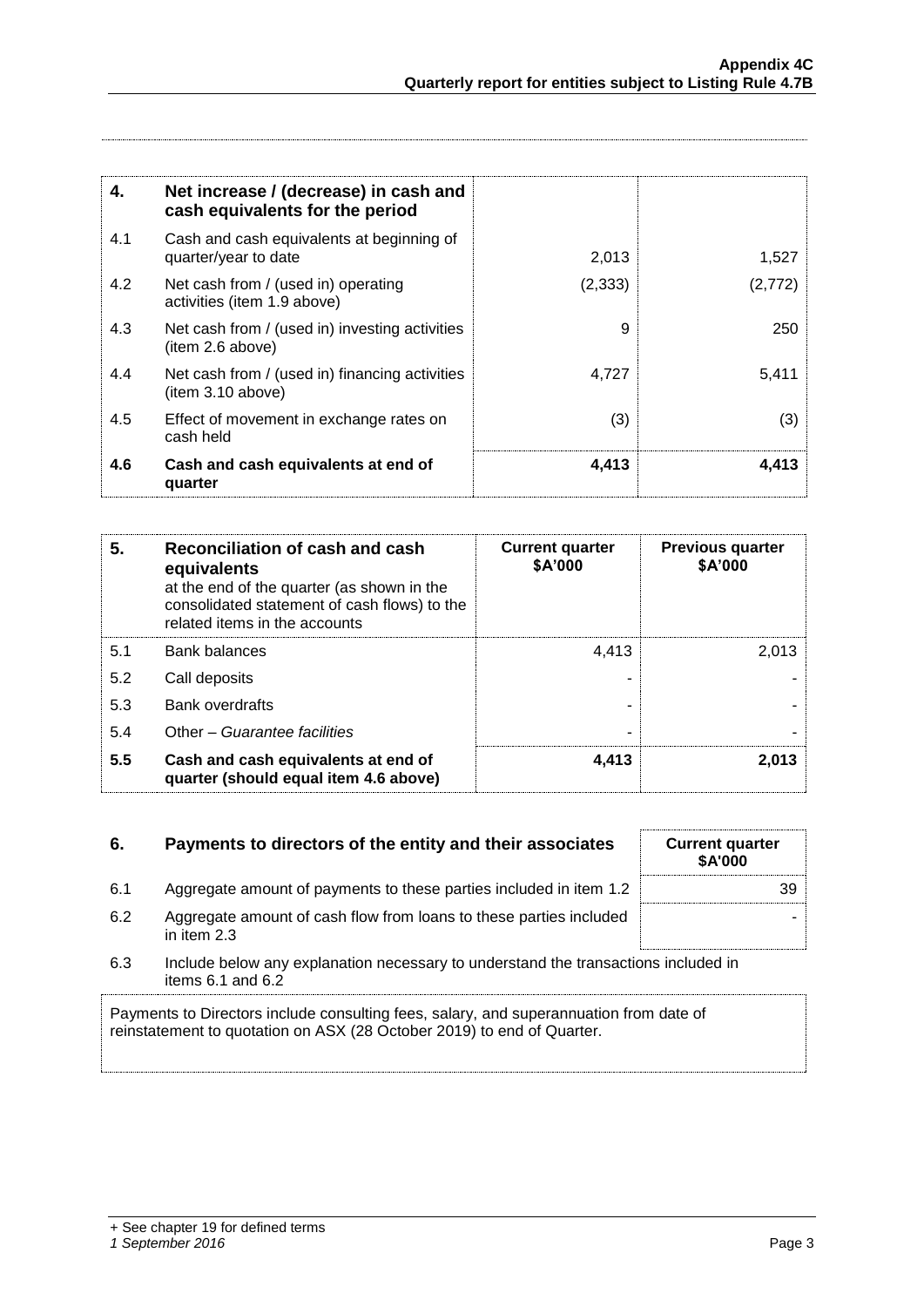| 4. | Net increase / (decrease) in cash and cash equivalents for the period | | |
|---|---|---|---|
| 4.1 | Cash and cash equivalents at beginning of quarter/year to date | 2,013 | 1,527 |
| 4.2 | Net cash from / (used in) operating activities (item 1.9 above) | (2,333) | (2,772) |
| 4.3 | Net cash from / (used in) investing activities (item 2.6 above) | 9 | 250 |
| 4.4 | Net cash from / (used in) financing activities (item 3.10 above) | 4,727 | 5,411 |
| 4.5 | Effect of movement in exchange rates on cash held | (3) | (3) |
| **4.6** | **Cash and cash equivalents at end of quarter** | **4,413** | **4,413** |

| 5. | **Reconciliation of cash and cash equivalents** at the end of the quarter (as shown in the consolidated statement of cash flows) to the related items in the accounts | **Current quarter \$A'000** | **Previous quarter \$A'000** |
|---|---|---|---|
| 5.1 | Bank balances | 4,413 | 2,013 |
| 5.2 | Call deposits | - | - |
| 5.3 | Bank overdrafts | - | - |
| 5.4 | Other – *Guarantee facilities* | - | - |
| **5.5** | **Cash and cash equivalents at end of quarter (should equal item 4.6 above)** | **4,413** | **2,013** |

| 6. | Payments to directors of the entity and their associates | Current quarter \$A'000 |
|---|---|---|
| 6.1 | Aggregate amount of payments to these parties included in item 1.2 | 39 |
| 6.2 | Aggregate amount of cash flow from loans to these parties included in item 2.3 | - |

6.3 Include below any explanation necessary to understand the transactions included in items 6.1 and 6.2

Payments to Directors include consulting fees, salary, and superannuation from date of reinstatement to quotation on ASX (28 October 2019) to end of Quarter.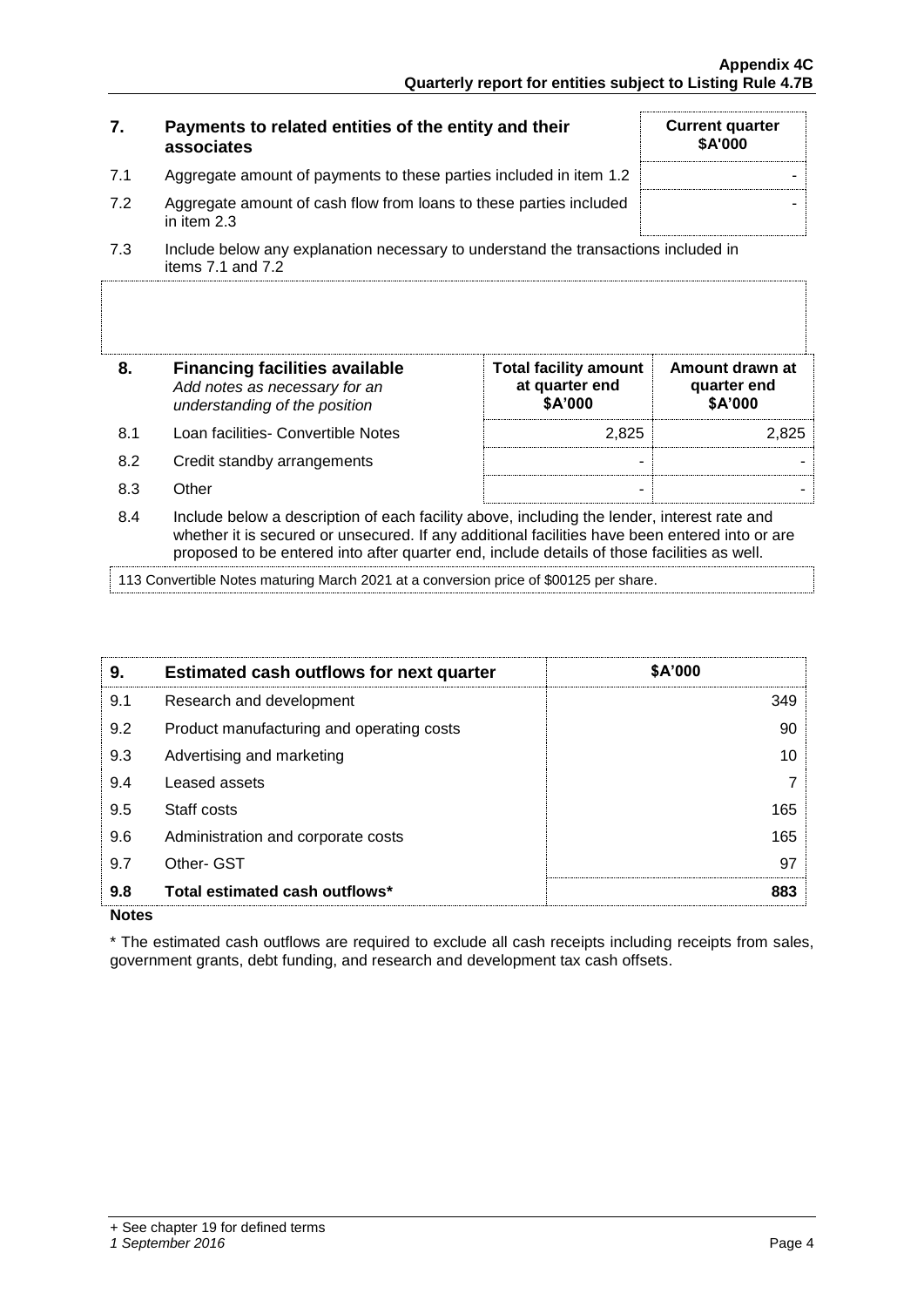## 7. Payments to related entities of the entity and their associates

| | | Current quarter \$A'000 |
|---|---|---|
| 7.1 | Aggregate amount of payments to these parties included in item 1.2 | - |
| 7.2 | Aggregate amount of cash flow from loans to these parties included in item 2.3 | - |

7.3 Include below any explanation necessary to understand the transactions included in items 7.1 and 7.2

| 8. | **Financing facilities available** *Add notes as necessary for an understanding of the position* | Total facility amount at quarter end \$A'000 | Amount drawn at quarter end \$A'000 |
|---|---|---|---|
| 8.1 | Loan facilities- Convertible Notes | 2,825 | 2,825 |
| 8.2 | Credit standby arrangements | - | - |
| 8.3 | Other | - | - |

8.4 Include below a description of each facility above, including the lender, interest rate and whether it is secured or unsecured. If any additional facilities have been entered into or are proposed to be entered into after quarter end, include details of those facilities as well.

113 Convertible Notes maturing March 2021 at a conversion price of $00125 per share.

| 9. | Estimated cash outflows for next quarter | \$A'000 |
|---|---|---|
| 9.1 | Research and development | 349 |
| 9.2 | Product manufacturing and operating costs | 90 |
| 9.3 | Advertising and marketing | 10 |
| 9.4 | Leased assets | 7 |
| 9.5 | Staff costs | 165 |
| 9.6 | Administration and corporate costs | 165 |
| 9.7 | Other- GST | 97 |
| **9.8** | **Total estimated cash outflows*** | **883** |

**Notes**

* The estimated cash outflows are required to exclude all cash receipts including receipts from sales, government grants, debt funding, and research and development tax cash offsets.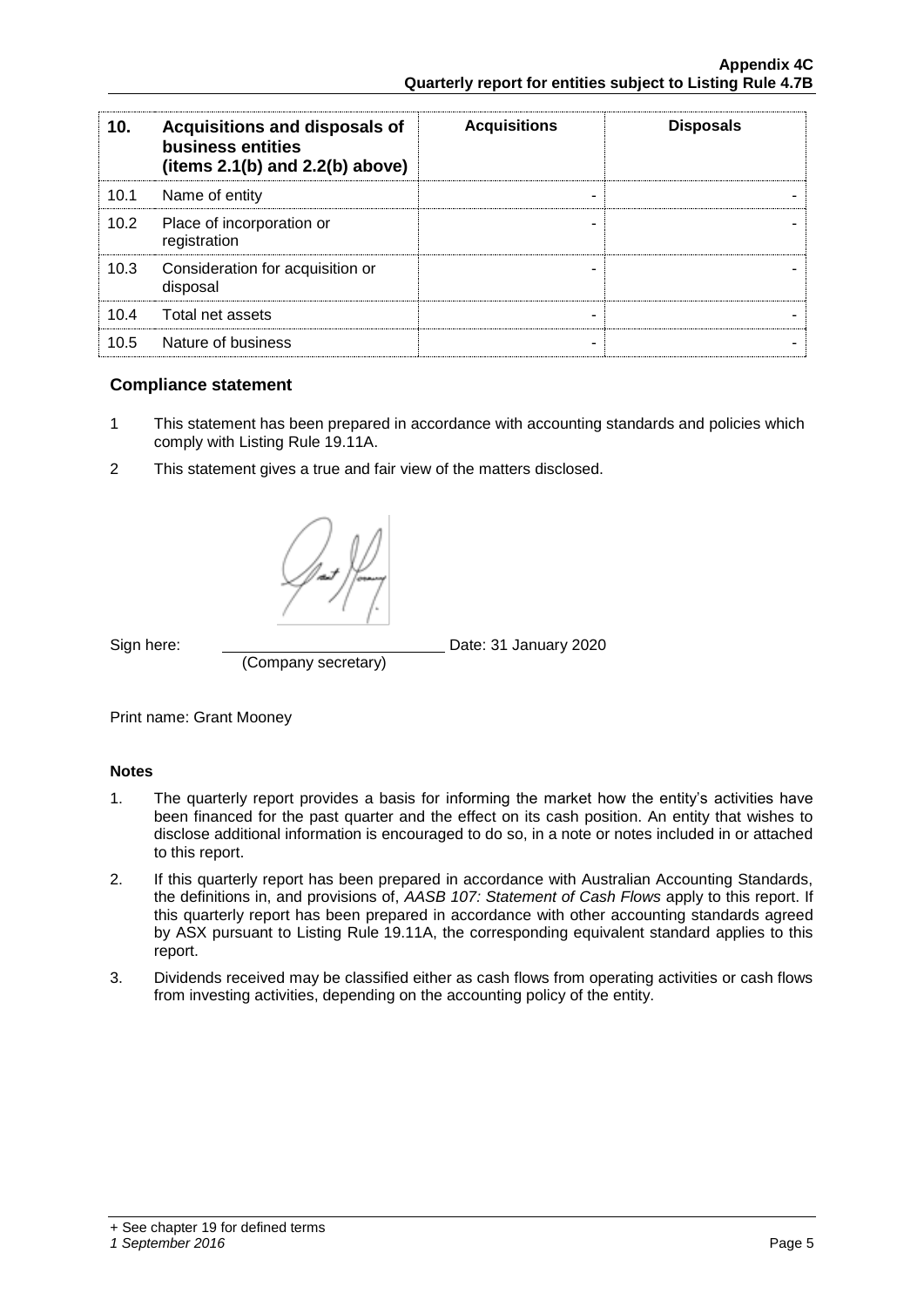| 10. | Acquisitions and disposals of business entities (items 2.1(b) and 2.2(b) above) | Acquisitions | Disposals |
|---|---|---|---|
| 10.1 | Name of entity | - | - |
| 10.2 | Place of incorporation or registration | - | - |
| 10.3 | Consideration for acquisition or disposal | - | - |
| 10.4 | Total net assets | - | - |
| 10.5 | Nature of business | - | - |

## Compliance statement

1. This statement has been prepared in accordance with accounting standards and policies which comply with Listing Rule 19.11A.
2. This statement gives a true and fair view of the matters disclosed.

Sign here: ____________________________ Date: 31 January 2020
(Company secretary)

Print name: Grant Mooney

### Notes

1. The quarterly report provides a basis for informing the market how the entity's activities have been financed for the past quarter and the effect on its cash position. An entity that wishes to disclose additional information is encouraged to do so, in a note or notes included in or attached to this report.
2. If this quarterly report has been prepared in accordance with Australian Accounting Standards, the definitions in, and provisions of, *AASB 107: Statement of Cash Flows* apply to this report. If this quarterly report has been prepared in accordance with other accounting standards agreed by ASX pursuant to Listing Rule 19.11A, the corresponding equivalent standard applies to this report.
3. Dividends received may be classified either as cash flows from operating activities or cash flows from investing activities, depending on the accounting policy of the entity.